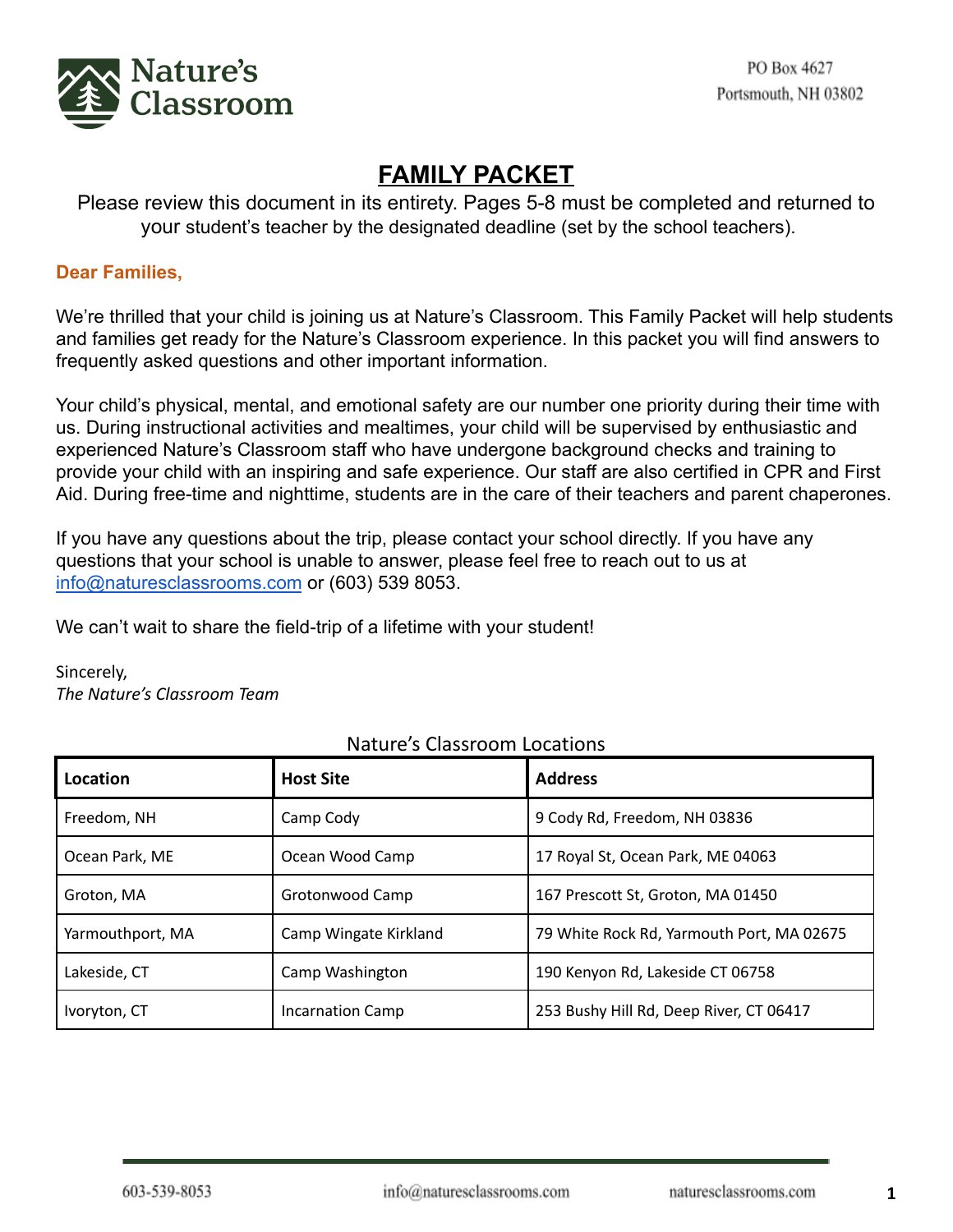Nature's Classroom

PO Box 4627
Portsmouth, NH 03802

# FAMILY PACKET

Please review this document in its entirety. Pages 5-8 must be completed and returned to your student's teacher by the designated deadline (set by the school teachers).

**Dear Families,**

We're thrilled that your child is joining us at Nature's Classroom. This Family Packet will help students and families get ready for the Nature's Classroom experience. In this packet you will find answers to frequently asked questions and other important information.

Your child's physical, mental, and emotional safety are our number one priority during their time with us. During instructional activities and mealtimes, your child will be supervised by enthusiastic and experienced Nature's Classroom staff who have undergone background checks and training to provide your child with an inspiring and safe experience. Our staff are also certified in CPR and First Aid. During free-time and nighttime, students are in the care of their teachers and parent chaperones.

If you have any questions about the trip, please contact your school directly. If you have any questions that your school is unable to answer, please feel free to reach out to us at info@naturesclassrooms.com or (603) 539 8053.

We can't wait to share the field-trip of a lifetime with your student!

Sincerely,
*The Nature's Classroom Team*

Nature's Classroom Locations

| Location | Host Site | Address |
|---|---|---|
| Freedom, NH | Camp Cody | 9 Cody Rd, Freedom, NH 03836 |
| Ocean Park, ME | Ocean Wood Camp | 17 Royal St, Ocean Park, ME 04063 |
| Groton, MA | Grotonwood Camp | 167 Prescott St, Groton, MA 01450 |
| Yarmouthport, MA | Camp Wingate Kirkland | 79 White Rock Rd, Yarmouth Port, MA 02675 |
| Lakeside, CT | Camp Washington | 190 Kenyon Rd, Lakeside CT 06758 |
| Ivoryton, CT | Incarnation Camp | 253 Bushy Hill Rd, Deep River, CT 06417 |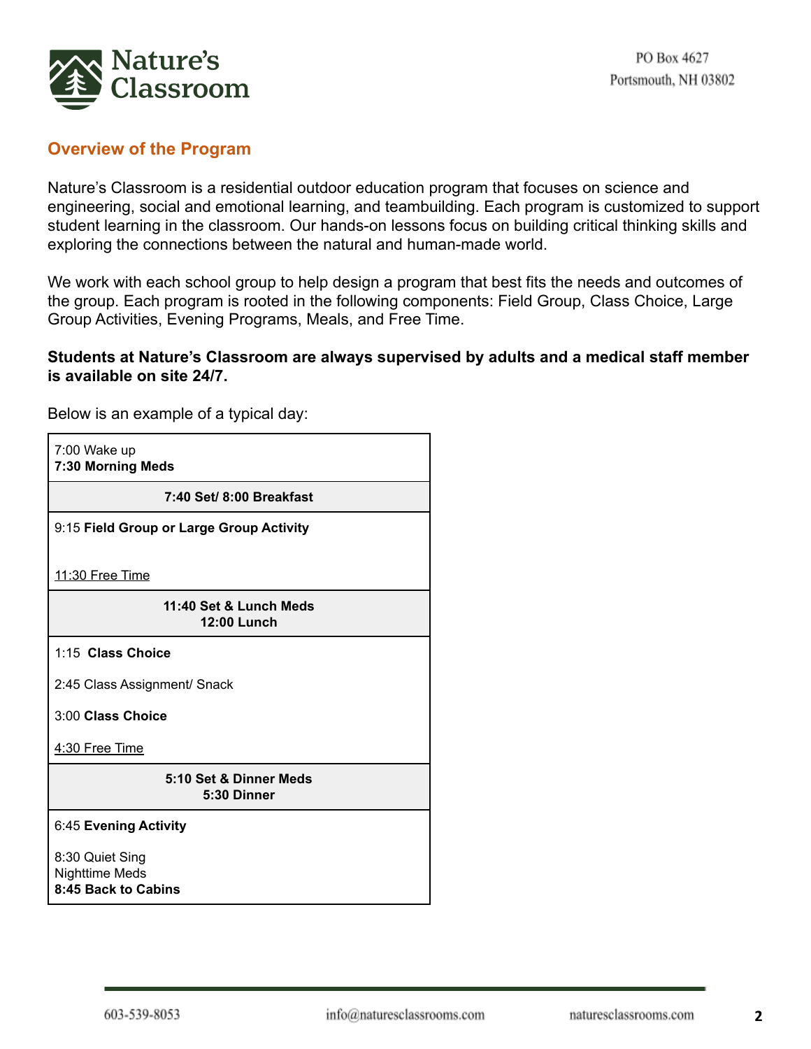Nature's Classroom

PO Box 4627
Portsmouth, NH 03802

## Overview of the Program

Nature's Classroom is a residential outdoor education program that focuses on science and engineering, social and emotional learning, and teambuilding. Each program is customized to support student learning in the classroom. Our hands-on lessons focus on building critical thinking skills and exploring the connections between the natural and human-made world.

We work with each school group to help design a program that best fits the needs and outcomes of the group. Each program is rooted in the following components: Field Group, Class Choice, Large Group Activities, Evening Programs, Meals, and Free Time.

**Students at Nature's Classroom are always supervised by adults and a medical staff member is available on site 24/7.**

Below is an example of a typical day:

| Schedule |
|---|
| 7:00 Wake up<br>**7:30 Morning Meds** |
| **7:40 Set/ 8:00 Breakfast** |
| 9:15 **Field Group or Large Group Activity**<br><br>11:30 Free Time |
| **11:40 Set & Lunch Meds**<br>**12:00 Lunch** |
| 1:15 **Class Choice**<br>2:45 Class Assignment/ Snack<br>3:00 **Class Choice**<br>4:30 Free Time |
| **5:10 Set & Dinner Meds**<br>**5:30 Dinner** |
| 6:45 **Evening Activity**<br>8:30 Quiet Sing<br>Nighttime Meds<br>**8:45 Back to Cabins** |

603-539-8053 info@naturesclassrooms.com naturesclassrooms.com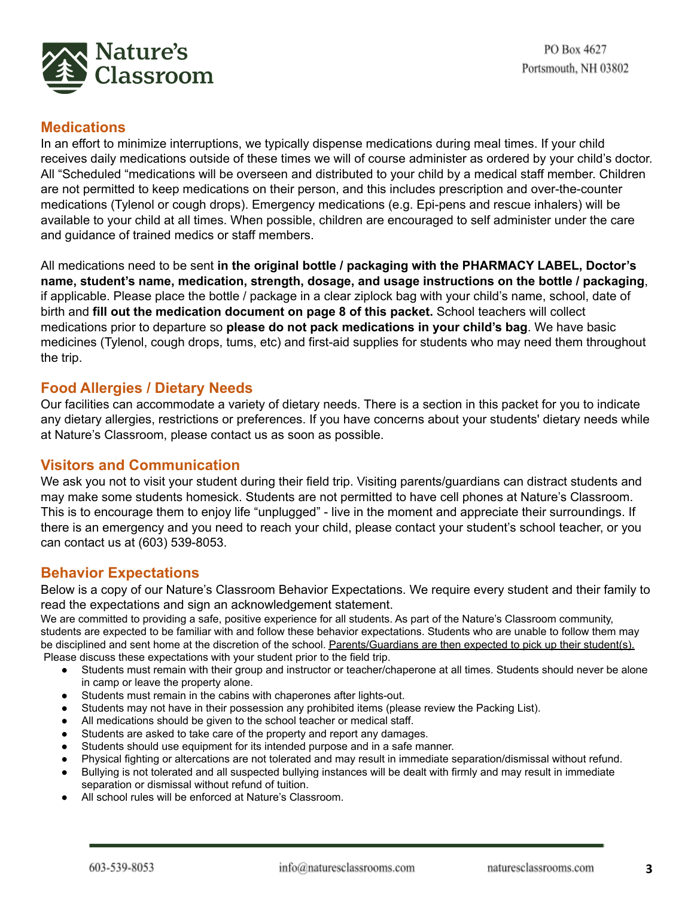## Medications

In an effort to minimize interruptions, we typically dispense medications during meal times. If your child receives daily medications outside of these times we will of course administer as ordered by your child's doctor. All "Scheduled "medications will be overseen and distributed to your child by a medical staff member. Children are not permitted to keep medications on their person, and this includes prescription and over-the-counter medications (Tylenol or cough drops). Emergency medications (e.g. Epi-pens and rescue inhalers) will be available to your child at all times. When possible, children are encouraged to self administer under the care and guidance of trained medics or staff members.

All medications need to be sent **in the original bottle / packaging with the PHARMACY LABEL, Doctor's name, student's name, medication, strength, dosage, and usage instructions on the bottle / packaging**, if applicable. Please place the bottle / package in a clear ziplock bag with your child's name, school, date of birth and **fill out the medication document on page 8 of this packet.** School teachers will collect medications prior to departure so **please do not pack medications in your child's bag**. We have basic medicines (Tylenol, cough drops, tums, etc) and first-aid supplies for students who may need them throughout the trip.

## Food Allergies / Dietary Needs

Our facilities can accommodate a variety of dietary needs. There is a section in this packet for you to indicate any dietary allergies, restrictions or preferences. If you have concerns about your students' dietary needs while at Nature's Classroom, please contact us as soon as possible.

## Visitors and Communication

We ask you not to visit your student during their field trip. Visiting parents/guardians can distract students and may make some students homesick. Students are not permitted to have cell phones at Nature's Classroom. This is to encourage them to enjoy life "unplugged" - live in the moment and appreciate their surroundings. If there is an emergency and you need to reach your child, please contact your student's school teacher, or you can contact us at (603) 539-8053.

## Behavior Expectations

Below is a copy of our Nature's Classroom Behavior Expectations. We require every student and their family to read the expectations and sign an acknowledgement statement.

We are committed to providing a safe, positive experience for all students. As part of the Nature's Classroom community, students are expected to be familiar with and follow these behavior expectations. Students who are unable to follow them may be disciplined and sent home at the discretion of the school. <u>Parents/Guardians are then expected to pick up their student(s).</u> Please discuss these expectations with your student prior to the field trip.

- Students must remain with their group and instructor or teacher/chaperone at all times. Students should never be alone in camp or leave the property alone.
- Students must remain in the cabins with chaperones after lights-out.
- Students may not have in their possession any prohibited items (please review the Packing List).
- All medications should be given to the school teacher or medical staff.
- Students are asked to take care of the property and report any damages.
- Students should use equipment for its intended purpose and in a safe manner.
- Physical fighting or altercations are not tolerated and may result in immediate separation/dismissal without refund.
- Bullying is not tolerated and all suspected bullying instances will be dealt with firmly and may result in immediate separation or dismissal without refund of tuition.
- All school rules will be enforced at Nature's Classroom.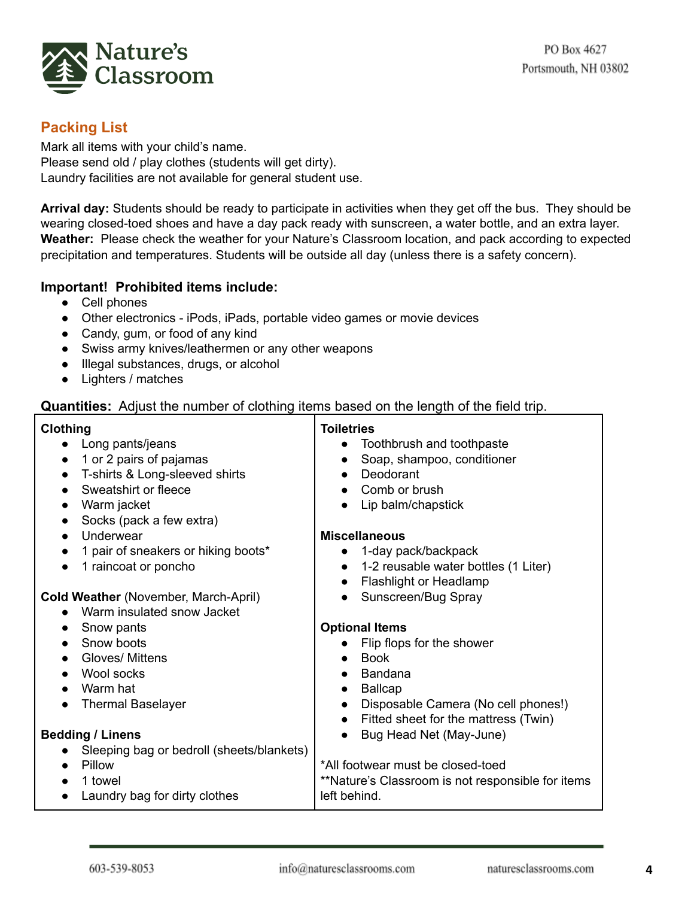Nature's Classroom

PO Box 4627
Portsmouth, NH 03802

## Packing List

Mark all items with your child's name.
Please send old / play clothes (students will get dirty).
Laundry facilities are not available for general student use.

**Arrival day:** Students should be ready to participate in activities when they get off the bus. They should be wearing closed-toed shoes and have a day pack ready with sunscreen, a water bottle, and an extra layer.
**Weather:** Please check the weather for your Nature's Classroom location, and pack according to expected precipitation and temperatures. Students will be outside all day (unless there is a safety concern).

### Important! Prohibited items include:

- Cell phones
- Other electronics - iPods, iPads, portable video games or movie devices
- Candy, gum, or food of any kind
- Swiss army knives/leathermen or any other weapons
- Illegal substances, drugs, or alcohol
- Lighters / matches

**Quantities:** Adjust the number of clothing items based on the length of the field trip.

**Clothing**

- Long pants/jeans
- 1 or 2 pairs of pajamas
- T-shirts & Long-sleeved shirts
- Sweatshirt or fleece
- Warm jacket
- Socks (pack a few extra)
- Underwear
- 1 pair of sneakers or hiking boots*
- 1 raincoat or poncho

**Cold Weather** (November, March-April)

- Warm insulated snow Jacket
- Snow pants
- Snow boots
- Gloves/ Mittens
- Wool socks
- Warm hat
- Thermal Baselayer

**Bedding / Linens**

- Sleeping bag or bedroll (sheets/blankets)
- Pillow
- 1 towel
- Laundry bag for dirty clothes

**Toiletries**

- Toothbrush and toothpaste
- Soap, shampoo, conditioner
- Deodorant
- Comb or brush
- Lip balm/chapstick

**Miscellaneous**

- 1-day pack/backpack
- 1-2 reusable water bottles (1 Liter)
- Flashlight or Headlamp
- Sunscreen/Bug Spray

**Optional Items**

- Flip flops for the shower
- Book
- Bandana
- Ballcap
- Disposable Camera (No cell phones!)
- Fitted sheet for the mattress (Twin)
- Bug Head Net (May-June)

*All footwear must be closed-toed
**Nature's Classroom is not responsible for items left behind.

603-539-8053 info@naturesclassrooms.com naturesclassrooms.com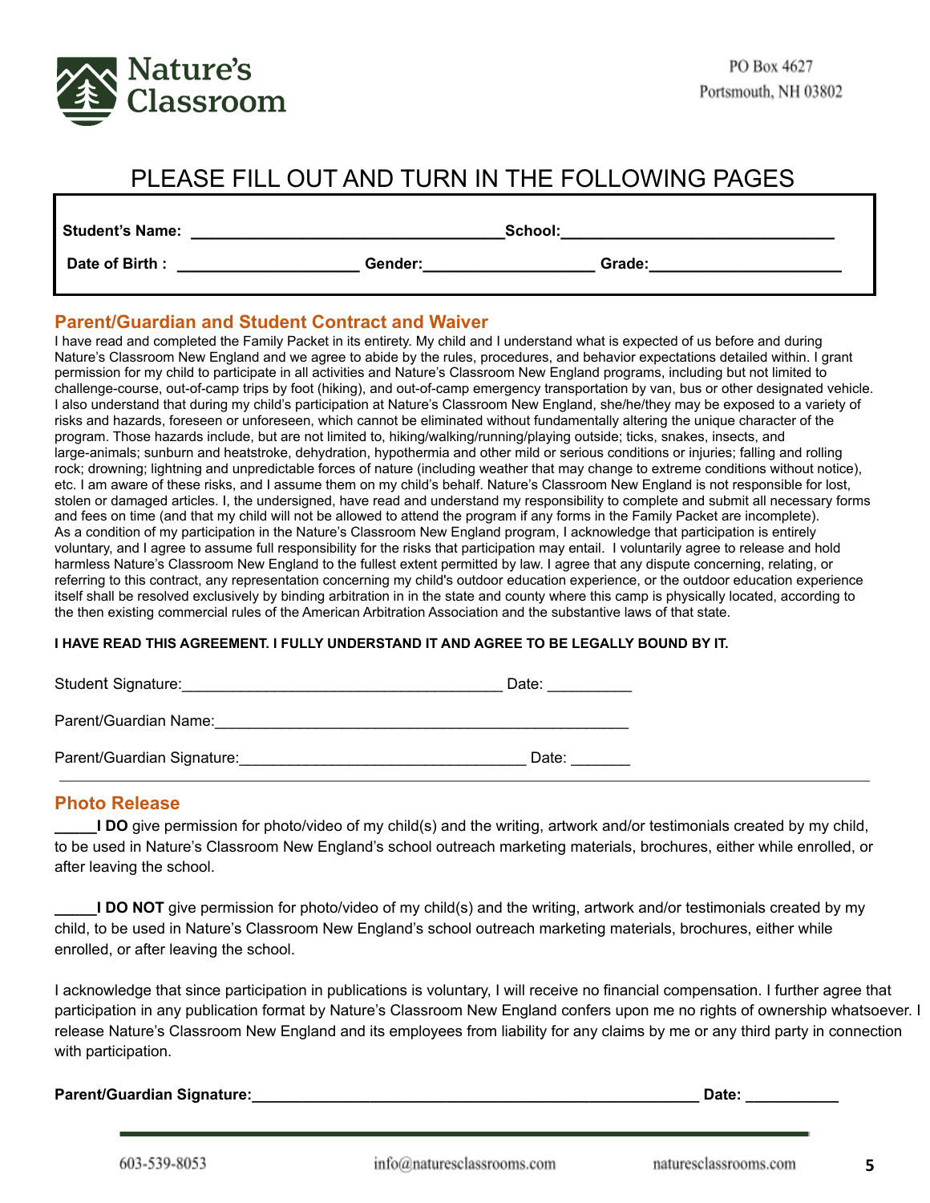Nature's Classroom

PO Box 4627
Portsmouth, NH 03802

# PLEASE FILL OUT AND TURN IN THE FOLLOWING PAGES

**Student's Name:** ___________________________________ **School:** _______________________________

**Date of Birth :** ____________________ **Gender:** ___________________ **Grade:** ______________________

## Parent/Guardian and Student Contract and Waiver

I have read and completed the Family Packet in its entirety. My child and I understand what is expected of us before and during Nature's Classroom New England and we agree to abide by the rules, procedures, and behavior expectations detailed within. I grant permission for my child to participate in all activities and Nature's Classroom New England programs, including but not limited to challenge-course, out-of-camp trips by foot (hiking), and out-of-camp emergency transportation by van, bus or other designated vehicle. I also understand that during my child's participation at Nature's Classroom New England, she/he/they may be exposed to a variety of risks and hazards, foreseen or unforeseen, which cannot be eliminated without fundamentally altering the unique character of the program. Those hazards include, but are not limited to, hiking/walking/running/playing outside; ticks, snakes, insects, and large-animals; sunburn and heatstroke, dehydration, hypothermia and other mild or serious conditions or injuries; falling and rolling rock; drowning; lightning and unpredictable forces of nature (including weather that may change to extreme conditions without notice), etc. I am aware of these risks, and I assume them on my child's behalf. Nature's Classroom New England is not responsible for lost, stolen or damaged articles. I, the undersigned, have read and understand my responsibility to complete and submit all necessary forms and fees on time (and that my child will not be allowed to attend the program if any forms in the Family Packet are incomplete).
As a condition of my participation in the Nature's Classroom New England program, I acknowledge that participation is entirely voluntary, and I agree to assume full responsibility for the risks that participation may entail. I voluntarily agree to release and hold harmless Nature's Classroom New England to the fullest extent permitted by law. I agree that any dispute concerning, relating, or referring to this contract, any representation concerning my child's outdoor education experience, or the outdoor education experience itself shall be resolved exclusively by binding arbitration in in the state and county where this camp is physically located, according to the then existing commercial rules of the American Arbitration Association and the substantive laws of that state.

**I HAVE READ THIS AGREEMENT. I FULLY UNDERSTAND IT AND AGREE TO BE LEGALLY BOUND BY IT.**

Student Signature:_____________________________________ Date: __________

Parent/Guardian Name:__________________________________________________

Parent/Guardian Signature:_________________________________ Date: _______

---

## Photo Release

_____**I DO** give permission for photo/video of my child(s) and the writing, artwork and/or testimonials created by my child, to be used in Nature's Classroom New England's school outreach marketing materials, brochures, either while enrolled, or after leaving the school.

_____**I DO NOT** give permission for photo/video of my child(s) and the writing, artwork and/or testimonials created by my child, to be used in Nature's Classroom New England's school outreach marketing materials, brochures, either while enrolled, or after leaving the school.

I acknowledge that since participation in publications is voluntary, I will receive no financial compensation. I further agree that participation in any publication format by Nature's Classroom New England confers upon me no rights of ownership whatsoever. I release Nature's Classroom New England and its employees from liability for any claims by me or any third party in connection with participation.

**Parent/Guardian Signature:**_____________________________________________________ **Date:** ___________

603-539-8053 info@naturesclassrooms.com naturesclassrooms.com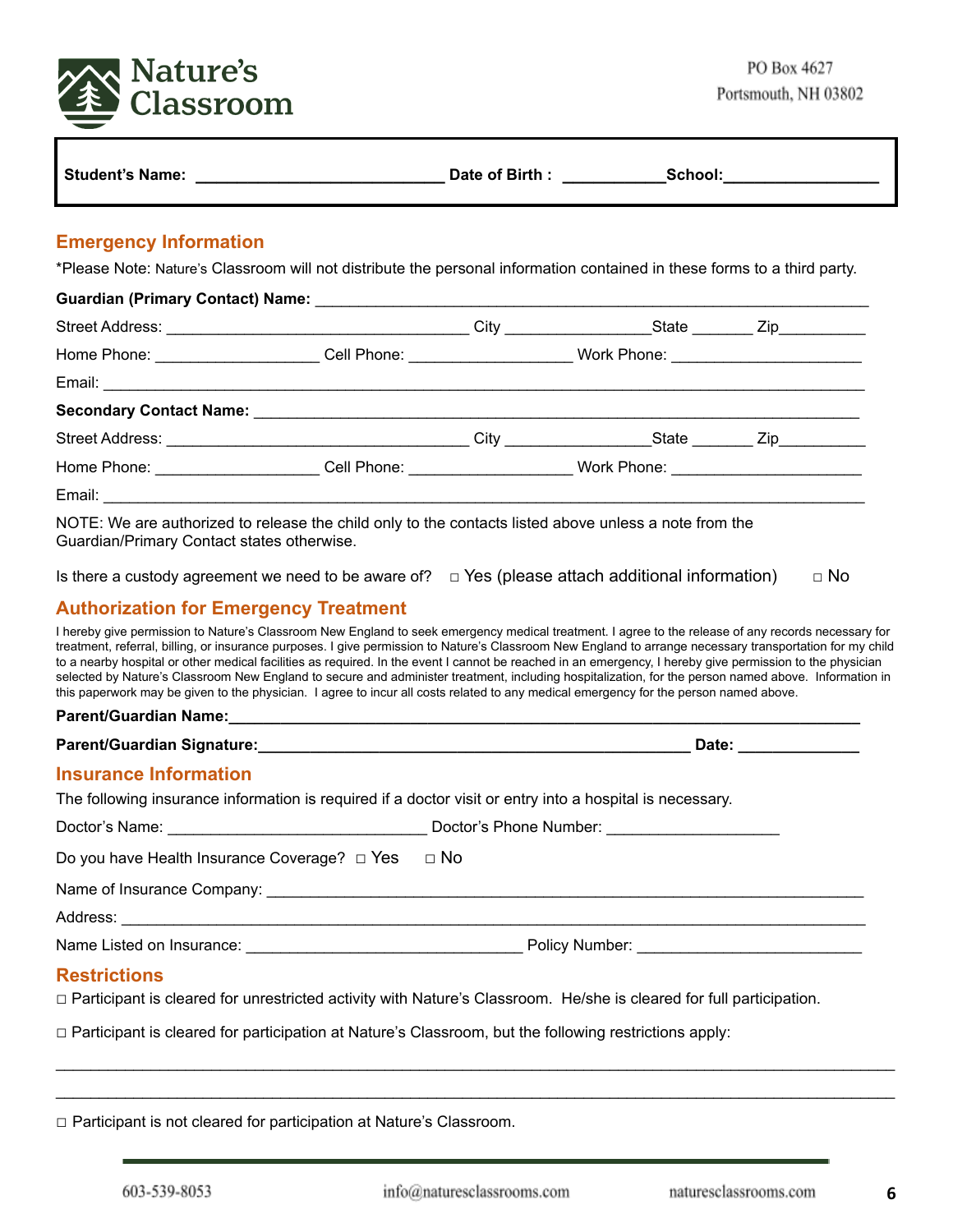Nature's Classroom

PO Box 4627
Portsmouth, NH 03802

**Student's Name:** ____________________________ **Date of Birth :** ___________ **School:** _________________

## Emergency Information

*Please Note: Nature's Classroom will not distribute the personal information contained in these forms to a third party.

**Guardian (Primary Contact) Name:** ______________________________________________________________

Street Address: __________________________________ City _______________ State _______ Zip__________

Home Phone: __________________ Cell Phone: __________________ Work Phone: _____________________

Email: ________________________________________________________________________________

**Secondary Contact Name:** ____________________________________________________________________

Street Address: __________________________________ City _______________ State _______ Zip__________

Home Phone: __________________ Cell Phone: __________________ Work Phone: _____________________

Email: ________________________________________________________________________________

NOTE: We are authorized to release the child only to the contacts listed above unless a note from the Guardian/Primary Contact states otherwise.

Is there a custody agreement we need to be aware of? □ Yes (please attach additional information) □ No

## Authorization for Emergency Treatment

I hereby give permission to Nature's Classroom New England to seek emergency medical treatment. I agree to the release of any records necessary for treatment, referral, billing, or insurance purposes. I give permission to Nature's Classroom New England to arrange necessary transportation for my child to a nearby hospital or other medical facilities as required. In the event I cannot be reached in an emergency, I hereby give permission to the physician selected by Nature's Classroom New England to secure and administer treatment, including hospitalization, for the person named above. Information in this paperwork may be given to the physician. I agree to incur all costs related to any medical emergency for the person named above.

**Parent/Guardian Name:** ____________________________________________________________________

**Parent/Guardian Signature:** _________________________________________________ **Date:** ______________

## Insurance Information

The following insurance information is required if a doctor visit or entry into a hospital is necessary.

Doctor's Name: _____________________________ Doctor's Phone Number: ___________________

Do you have Health Insurance Coverage? □ Yes □ No

Name of Insurance Company: ____________________________________________________________________

Address: ______________________________________________________________________________

Name Listed on Insurance: _______________________________ Policy Number: ________________________

## Restrictions

□ Participant is cleared for unrestricted activity with Nature's Classroom. He/she is cleared for full participation.

□ Participant is cleared for participation at Nature's Classroom, but the following restrictions apply:

______________________________________________________________________________________

______________________________________________________________________________________

□ Participant is not cleared for participation at Nature's Classroom.

603-539-8053 info@naturesclassrooms.com naturesclassrooms.com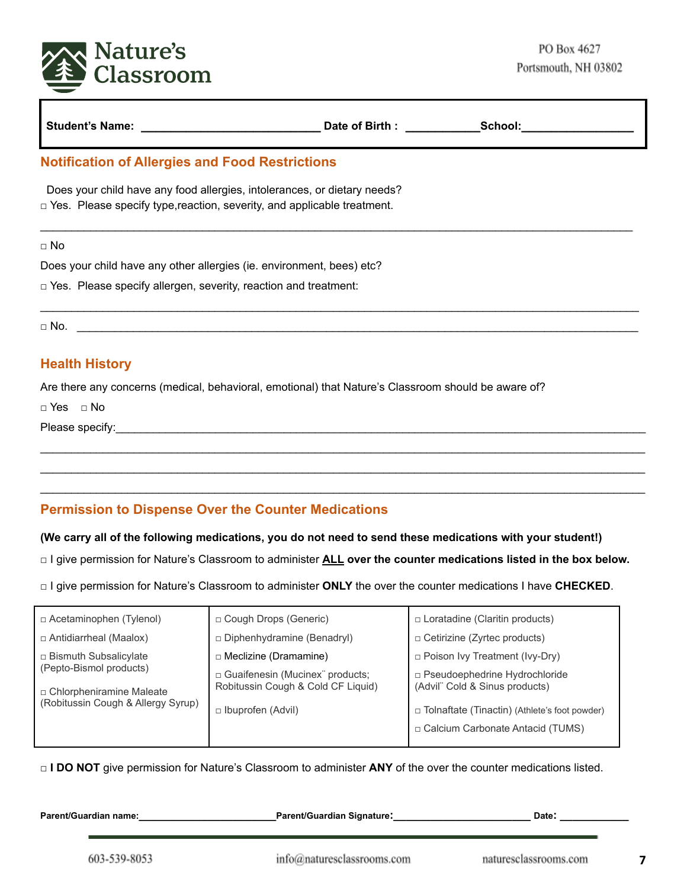Nature's Classroom

PO Box 4627
Portsmouth, NH 03802

**Student's Name:** ____________________________ **Date of Birth :** ___________ **School:** _________________

## Notification of Allergies and Food Restrictions

Does your child have any food allergies, intolerances, or dietary needs?

□ Yes. Please specify type,reaction, severity, and applicable treatment.

____________________________________________________________________________________________

□ No

Does your child have any other allergies (ie. environment, bees) etc?

□ Yes. Please specify allergen, severity, reaction and treatment:

____________________________________________________________________________________________

□ No. ______________________________________________________________________________________

## Health History

Are there any concerns (medical, behavioral, emotional) that Nature's Classroom should be aware of?

□ Yes □ No

Please specify:_____________________________________________________________________________

____________________________________________________________________________________________

____________________________________________________________________________________________

____________________________________________________________________________________________

## Permission to Dispense Over the Counter Medications

**(We carry all of the following medications, you do not need to send these medications with your student!)**

□ I give permission for Nature's Classroom to administer **ALL** **over the counter medications listed in the box below.**

□ I give permission for Nature's Classroom to administer **ONLY** the over the counter medications I have **CHECKED**.

| | | |
|---|---|---|
| □ Acetaminophen (Tylenol) | □ Cough Drops (Generic) | □ Loratadine (Claritin products) |
| □ Antidiarrheal (Maalox) | □ Diphenhydramine (Benadryl) | □ Cetirizine (Zyrtec products) |
| □ Bismuth Subsalicylate (Pepto-Bismol products) | □ Meclizine (Dramamine) | □ Poison Ivy Treatment (Ivy-Dry) |
| □ Chlorpheniramine Maleate (Robitussin Cough & Allergy Syrup) | □ Guaifenesin (Mucinex¨ products; Robitussin Cough & Cold CF Liquid) | □ Pseudoephedrine Hydrochloride (Advil¨ Cold & Sinus products) |
| | □ Ibuprofen (Advil) | □ Tolnaftate (Tinactin) (Athlete's foot powder) |
| | | □ Calcium Carbonate Antacid (TUMS) |

□ **I DO NOT** give permission for Nature's Classroom to administer **ANY** of the over the counter medications listed.

**Parent/Guardian name:** ________________________ **Parent/Guardian Signature:** ________________________ **Date:** _____________

603-539-8053 info@naturesclassrooms.com naturesclassrooms.com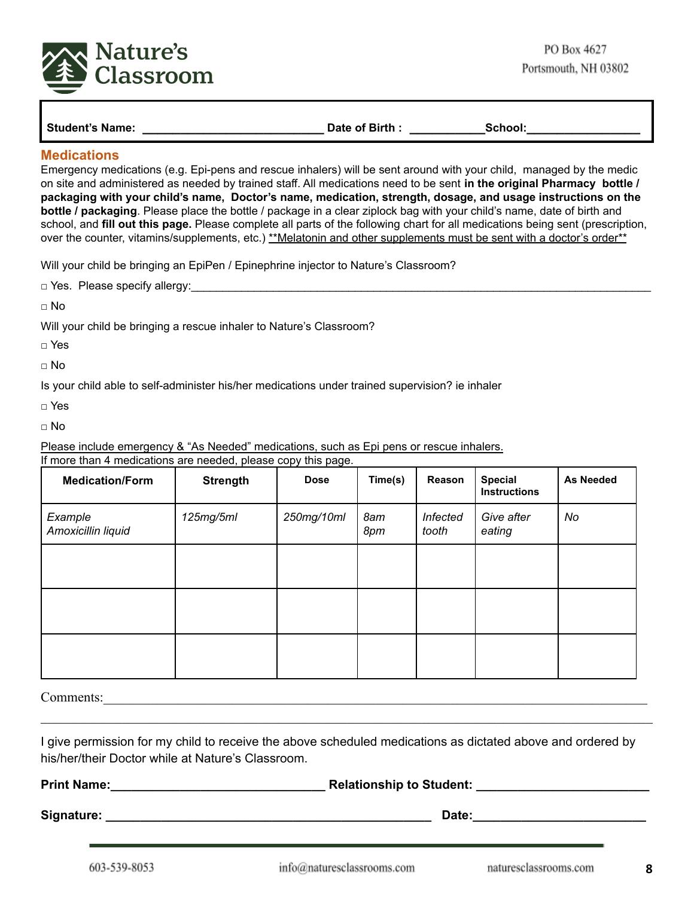Nature's Classroom

PO Box 4627
Portsmouth, NH 03802

**Student's Name:** ___________________________ **Date of Birth :** ___________**School:**_________________

## Medications

Emergency medications (e.g. Epi-pens and rescue inhalers) will be sent around with your child, managed by the medic on site and administered as needed by trained staff. All medications need to be sent **in the original Pharmacy bottle / packaging with your child's name, Doctor's name, medication, strength, dosage, and usage instructions on the bottle / packaging**. Please place the bottle / package in a clear ziplock bag with your child's name, date of birth and school, and **fill out this page.** Please complete all parts of the following chart for all medications being sent (prescription, over the counter, vitamins/supplements, etc.) <u>**Melatonin and other supplements must be sent with a doctor's order**</u>

Will your child be bringing an EpiPen / Epinephrine injector to Nature's Classroom?

□ Yes. Please specify allergy:___________________________________________________________________________

□ No

Will your child be bringing a rescue inhaler to Nature's Classroom?

□ Yes

□ No

Is your child able to self-administer his/her medications under trained supervision? ie inhaler

□ Yes

□ No

<u>Please include emergency & "As Needed" medications, such as Epi pens or rescue inhalers.</u>
If more than 4 medications are needed, please copy this page.

| Medication/Form | Strength | Dose | Time(s) | Reason | Special Instructions | As Needed |
|---|---|---|---|---|---|---|
| *Example Amoxicillin liquid* | *125mg/5ml* | *250mg/10ml* | *8am 8pm* | *Infected tooth* | *Give after eating* | *No* |
| | | | | | | |
| | | | | | | |
| | | | | | | |

Comments:___________________________________________________________________________

_____________________________________________________________________________________

I give permission for my child to receive the above scheduled medications as dictated above and ordered by his/her/their Doctor while at Nature's Classroom.

**Print Name:**_______________________________ **Relationship to Student:** _________________________

**Signature:** _______________________________________________ **Date:**_________________________

603-539-8053 info@naturesclassrooms.com naturesclassrooms.com